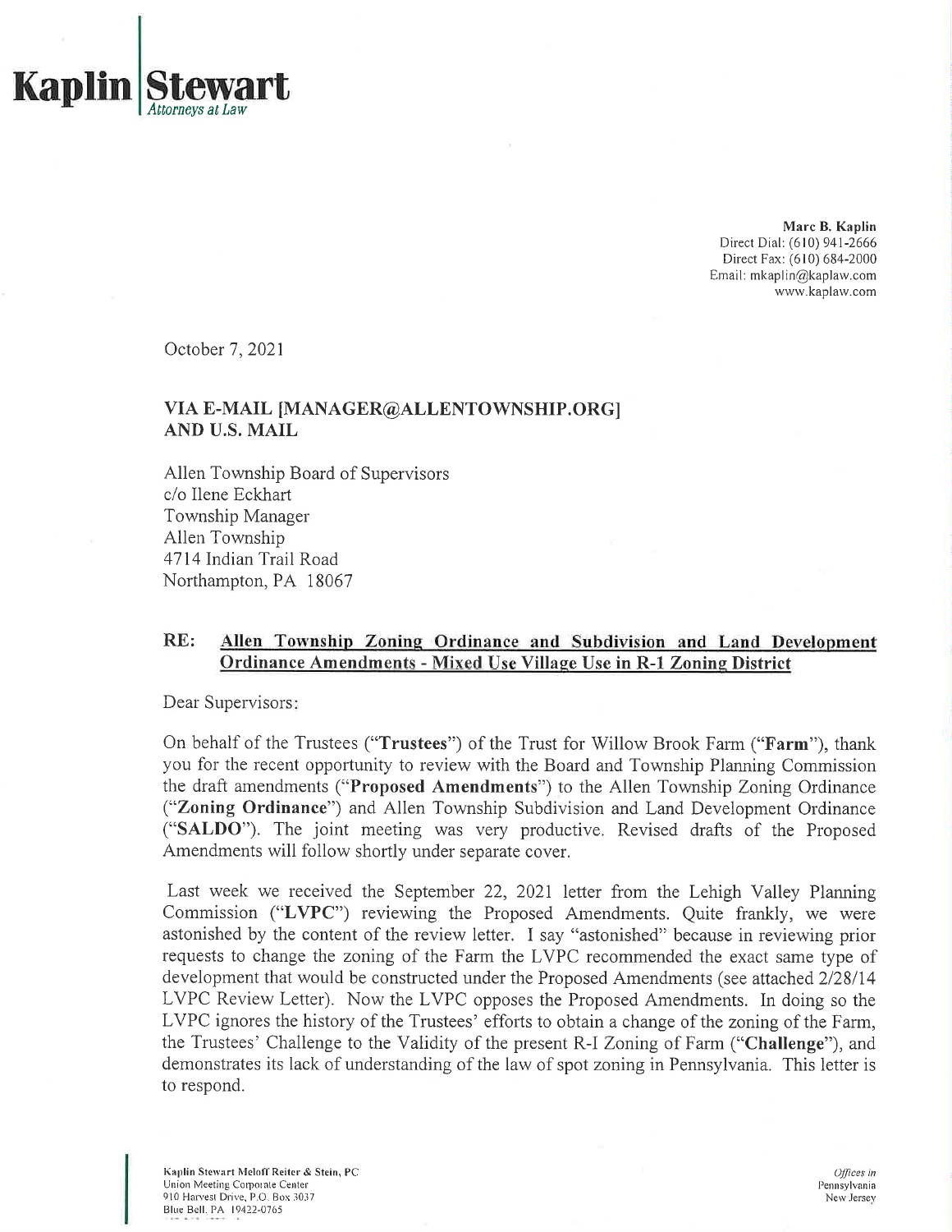**Kaplin Stewart**
*Attorneys at Law*

**Marc B. Kaplin**
Direct Dial: (610) 941-2666
Direct Fax: (610) 684-2000
Email: mkaplin@kaplaw.com
www.kaplaw.com

October 7, 2021

**VIA E-MAIL [MANAGER@ALLENTOWNSHIP.ORG] AND U.S. MAIL**

Allen Township Board of Supervisors
c/o Ilene Eckhart
Township Manager
Allen Township
4714 Indian Trail Road
Northampton, PA 18067

**RE: Allen Township Zoning Ordinance and Subdivision and Land Development Ordinance Amendments - Mixed Use Village Use in R-1 Zoning District**

Dear Supervisors:

On behalf of the Trustees ("**Trustees**") of the Trust for Willow Brook Farm ("**Farm**"), thank you for the recent opportunity to review with the Board and Township Planning Commission the draft amendments ("**Proposed Amendments**") to the Allen Township Zoning Ordinance ("**Zoning Ordinance**") and Allen Township Subdivision and Land Development Ordinance ("**SALDO**"). The joint meeting was very productive. Revised drafts of the Proposed Amendments will follow shortly under separate cover.

Last week we received the September 22, 2021 letter from the Lehigh Valley Planning Commission ("**LVPC**") reviewing the Proposed Amendments. Quite frankly, we were astonished by the content of the review letter. I say "astonished" because in reviewing prior requests to change the zoning of the Farm the LVPC recommended the exact same type of development that would be constructed under the Proposed Amendments (see attached 2/28/14 LVPC Review Letter). Now the LVPC opposes the Proposed Amendments. In doing so the LVPC ignores the history of the Trustees' efforts to obtain a change of the zoning of the Farm, the Trustees' Challenge to the Validity of the present R-1 Zoning of Farm ("**Challenge**"), and demonstrates its lack of understanding of the law of spot zoning in Pennsylvania. This letter is to respond.

Kaplin Stewart Meloff Reiter & Stein, PC
Union Meeting Corporate Center
910 Harvest Drive, P.O. Box 3037
Blue Bell, PA 19422-0765

*Offices in*
Pennsylvania
New Jersey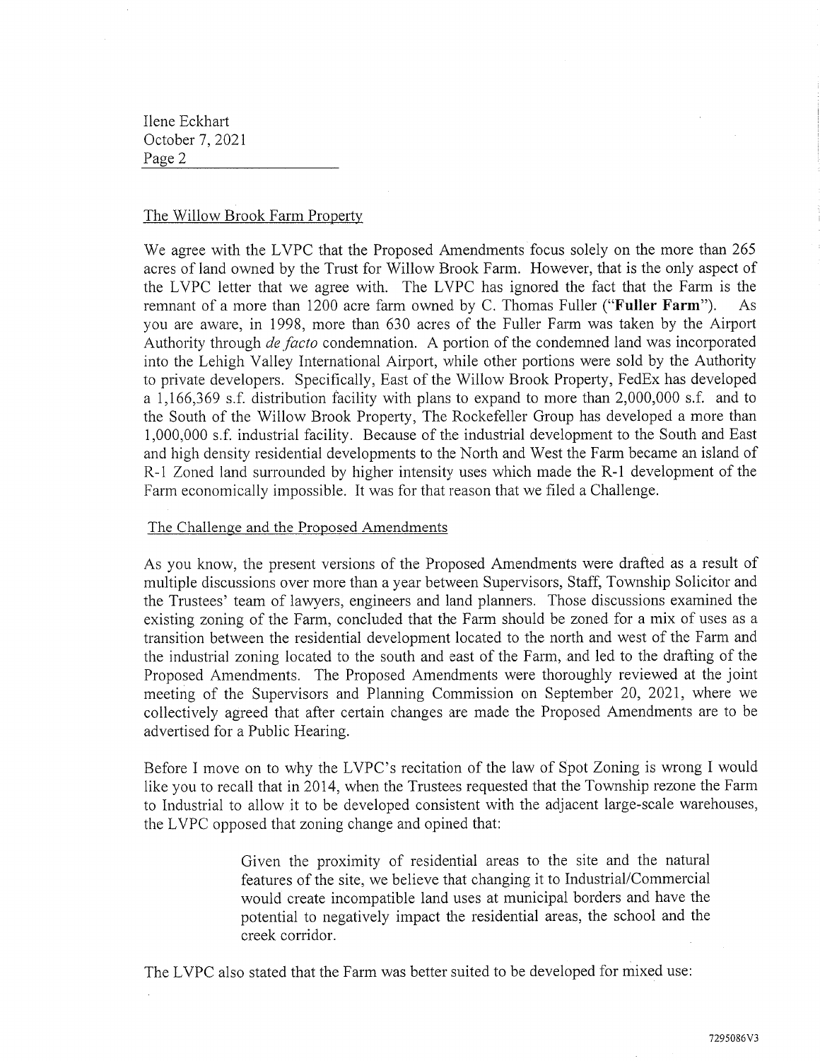## The Willow Brook Farm Property

We agree with the LVPC that the Proposed Amendments focus solely on the more than 265 acres of land owned by the Trust for Willow Brook Farm. However, that is the only aspect of the LVPC letter that we agree with. The LVPC has ignored the fact that the Farm is the remnant of a more than 1200 acre farm owned by C. Thomas Fuller ("**Fuller Farm**"). As you are aware, in 1998, more than 630 acres of the Fuller Farm was taken by the Airport Authority through *de facto* condemnation. A portion of the condemned land was incorporated into the Lehigh Valley International Airport, while other portions were sold by the Authority to private developers. Specifically, East of the Willow Brook Property, FedEx has developed a 1,166,369 s.f. distribution facility with plans to expand to more than 2,000,000 s.f. and to the South of the Willow Brook Property, The Rockefeller Group has developed a more than 1,000,000 s.f. industrial facility. Because of the industrial development to the South and East and high density residential developments to the North and West the Farm became an island of R-1 Zoned land surrounded by higher intensity uses which made the R-1 development of the Farm economically impossible. It was for that reason that we filed a Challenge.

## The Challenge and the Proposed Amendments

As you know, the present versions of the Proposed Amendments were drafted as a result of multiple discussions over more than a year between Supervisors, Staff, Township Solicitor and the Trustees' team of lawyers, engineers and land planners. Those discussions examined the existing zoning of the Farm, concluded that the Farm should be zoned for a mix of uses as a transition between the residential development located to the north and west of the Farm and the industrial zoning located to the south and east of the Farm, and led to the drafting of the Proposed Amendments. The Proposed Amendments were thoroughly reviewed at the joint meeting of the Supervisors and Planning Commission on September 20, 2021, where we collectively agreed that after certain changes are made the Proposed Amendments are to be advertised for a Public Hearing.

Before I move on to why the LVPC's recitation of the law of Spot Zoning is wrong I would like you to recall that in 2014, when the Trustees requested that the Township rezone the Farm to Industrial to allow it to be developed consistent with the adjacent large-scale warehouses, the LVPC opposed that zoning change and opined that:

> Given the proximity of residential areas to the site and the natural features of the site, we believe that changing it to Industrial/Commercial would create incompatible land uses at municipal borders and have the potential to negatively impact the residential areas, the school and the creek corridor.

The LVPC also stated that the Farm was better suited to be developed for mixed use: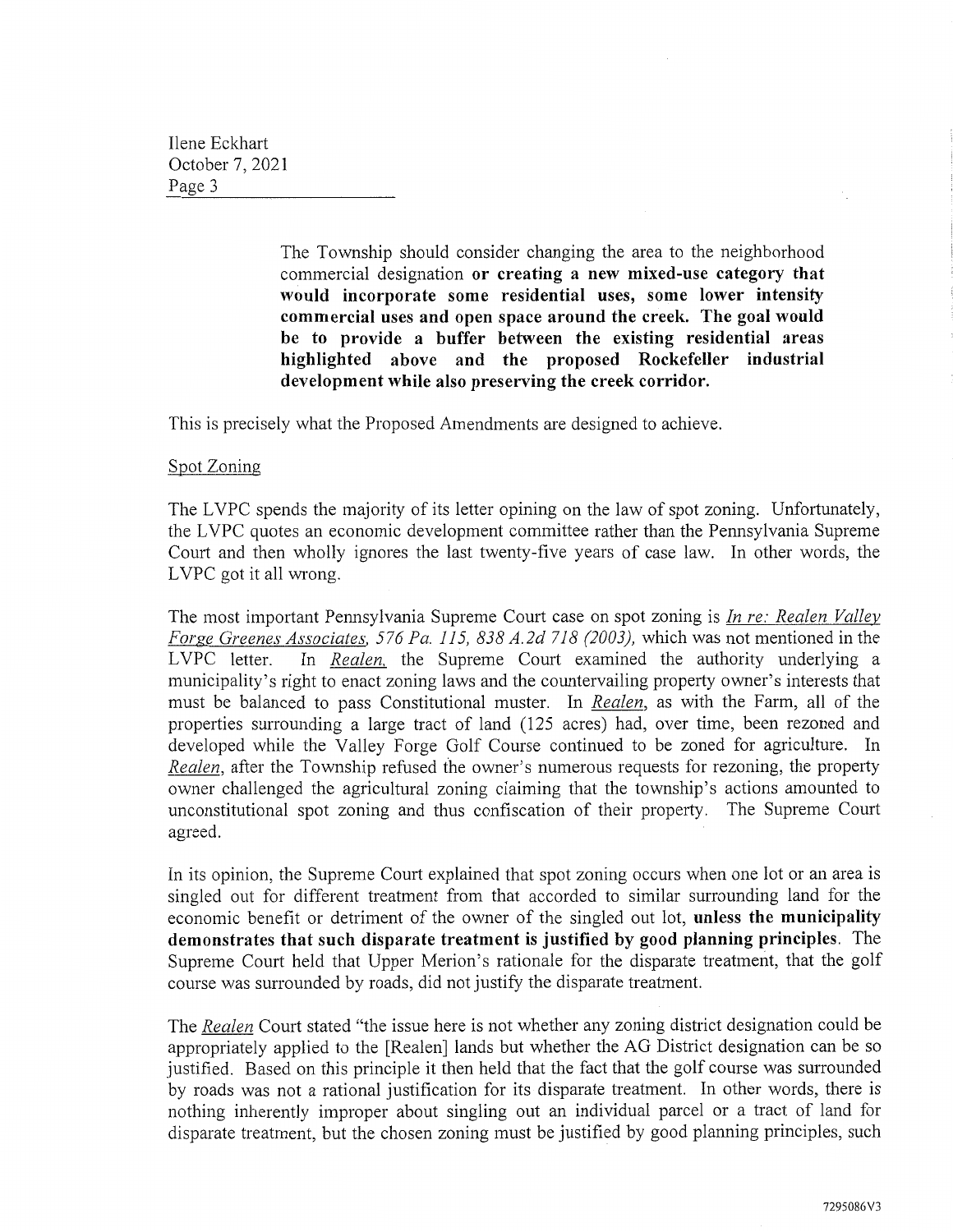> The Township should consider changing the area to the neighborhood commercial designation **or creating a new mixed-use category that would incorporate some residential uses, some lower intensity commercial uses and open space around the creek. The goal would be to provide a buffer between the existing residential areas highlighted above and the proposed Rockefeller industrial development while also preserving the creek corridor.**

This is precisely what the Proposed Amendments are designed to achieve.

Spot Zoning

The LVPC spends the majority of its letter opining on the law of spot zoning. Unfortunately, the LVPC quotes an economic development committee rather than the Pennsylvania Supreme Court and then wholly ignores the last twenty-five years of case law. In other words, the LVPC got it all wrong.

The most important Pennsylvania Supreme Court case on spot zoning is *In re: Realen Valley Forge Greenes Associates, 576 Pa. 115, 838 A.2d 718 (2003),* which was not mentioned in the LVPC letter. In *Realen,* the Supreme Court examined the authority underlying a municipality's right to enact zoning laws and the countervailing property owner's interests that must be balanced to pass Constitutional muster. In *Realen*, as with the Farm, all of the properties surrounding a large tract of land (125 acres) had, over time, been rezoned and developed while the Valley Forge Golf Course continued to be zoned for agriculture. In *Realen*, after the Township refused the owner's numerous requests for rezoning, the property owner challenged the agricultural zoning claiming that the township's actions amounted to unconstitutional spot zoning and thus confiscation of their property. The Supreme Court agreed.

In its opinion, the Supreme Court explained that spot zoning occurs when one lot or an area is singled out for different treatment from that accorded to similar surrounding land for the economic benefit or detriment of the owner of the singled out lot, **unless the municipality demonstrates that such disparate treatment is justified by good planning principles**. The Supreme Court held that Upper Merion's rationale for the disparate treatment, that the golf course was surrounded by roads, did not justify the disparate treatment.

The *Realen* Court stated "the issue here is not whether any zoning district designation could be appropriately applied to the [Realen] lands but whether the AG District designation can be so justified. Based on this principle it then held that the fact that the golf course was surrounded by roads was not a rational justification for its disparate treatment. In other words, there is nothing inherently improper about singling out an individual parcel or a tract of land for disparate treatment, but the chosen zoning must be justified by good planning principles, such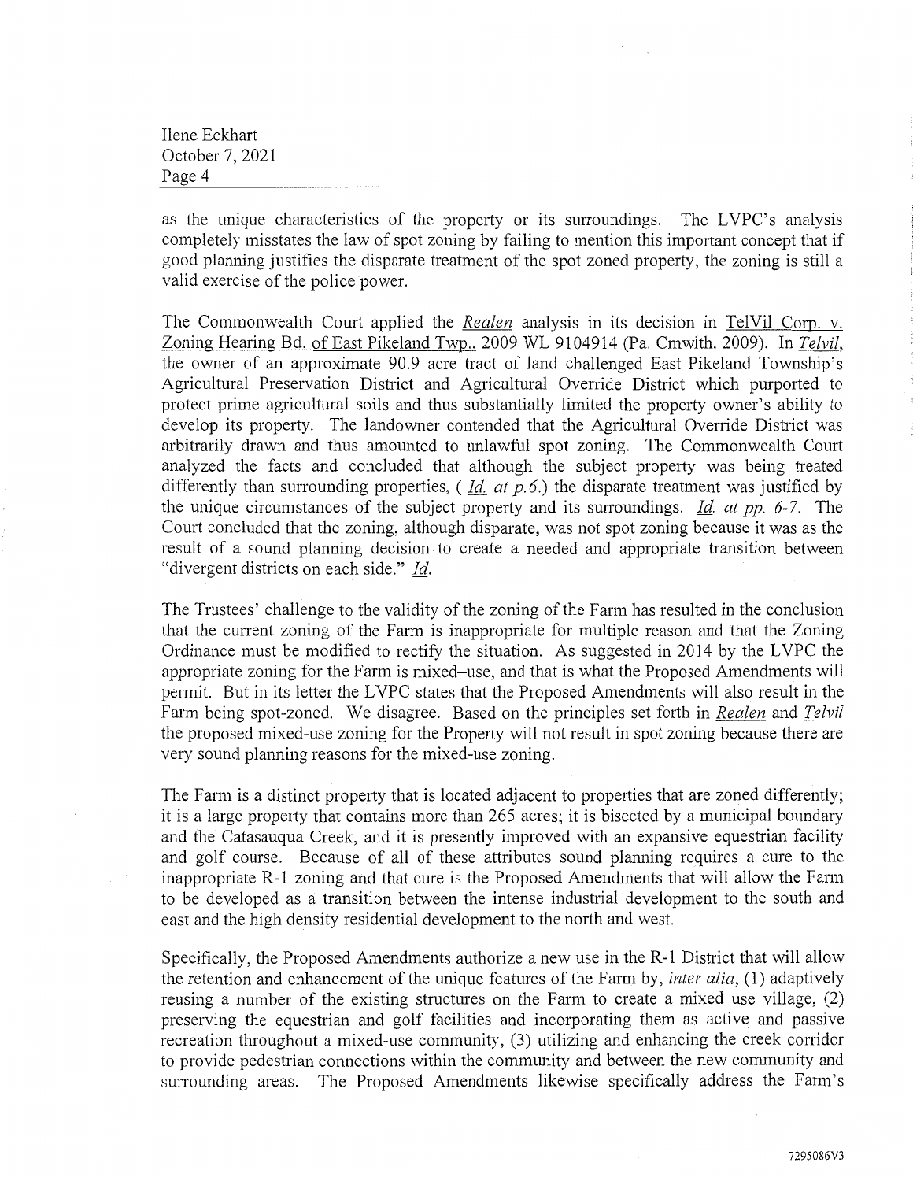as the unique characteristics of the property or its surroundings. The LVPC's analysis completely misstates the law of spot zoning by failing to mention this important concept that if good planning justifies the disparate treatment of the spot zoned property, the zoning is still a valid exercise of the police power.

The Commonwealth Court applied the Realen analysis in its decision in TelVil Corp. v. Zoning Hearing Bd. of East Pikeland Twp., 2009 WL 9104914 (Pa. Cmwlth. 2009). In *Telvil*, the owner of an approximate 90.9 acre tract of land challenged East Pikeland Township's Agricultural Preservation District and Agricultural Override District which purported to protect prime agricultural soils and thus substantially limited the property owner's ability to develop its property. The landowner contended that the Agricultural Override District was arbitrarily drawn and thus amounted to unlawful spot zoning. The Commonwealth Court analyzed the facts and concluded that although the subject property was being treated differently than surrounding properties, ( *Id. at p.6.*) the disparate treatment was justified by the unique circumstances of the subject property and its surroundings. *Id. at pp. 6-7.* The Court concluded that the zoning, although disparate, was not spot zoning because it was as the result of a sound planning decision to create a needed and appropriate transition between "divergent districts on each side." *Id.*

The Trustees' challenge to the validity of the zoning of the Farm has resulted in the conclusion that the current zoning of the Farm is inappropriate for multiple reason and that the Zoning Ordinance must be modified to rectify the situation. As suggested in 2014 by the LVPC the appropriate zoning for the Farm is mixed–use, and that is what the Proposed Amendments will permit. But in its letter the LVPC states that the Proposed Amendments will also result in the Farm being spot-zoned. We disagree. Based on the principles set forth in Realen and *Telvil* the proposed mixed-use zoning for the Property will not result in spot zoning because there are very sound planning reasons for the mixed-use zoning.

The Farm is a distinct property that is located adjacent to properties that are zoned differently; it is a large property that contains more than 265 acres; it is bisected by a municipal boundary and the Catasauqua Creek, and it is presently improved with an expansive equestrian facility and golf course. Because of all of these attributes sound planning requires a cure to the inappropriate R-1 zoning and that cure is the Proposed Amendments that will allow the Farm to be developed as a transition between the intense industrial development to the south and east and the high density residential development to the north and west.

Specifically, the Proposed Amendments authorize a new use in the R-1 District that will allow the retention and enhancement of the unique features of the Farm by, *inter alia*, (1) adaptively reusing a number of the existing structures on the Farm to create a mixed use village, (2) preserving the equestrian and golf facilities and incorporating them as active and passive recreation throughout a mixed-use community, (3) utilizing and enhancing the creek corridor to provide pedestrian connections within the community and between the new community and surrounding areas. The Proposed Amendments likewise specifically address the Farm's

7295086V3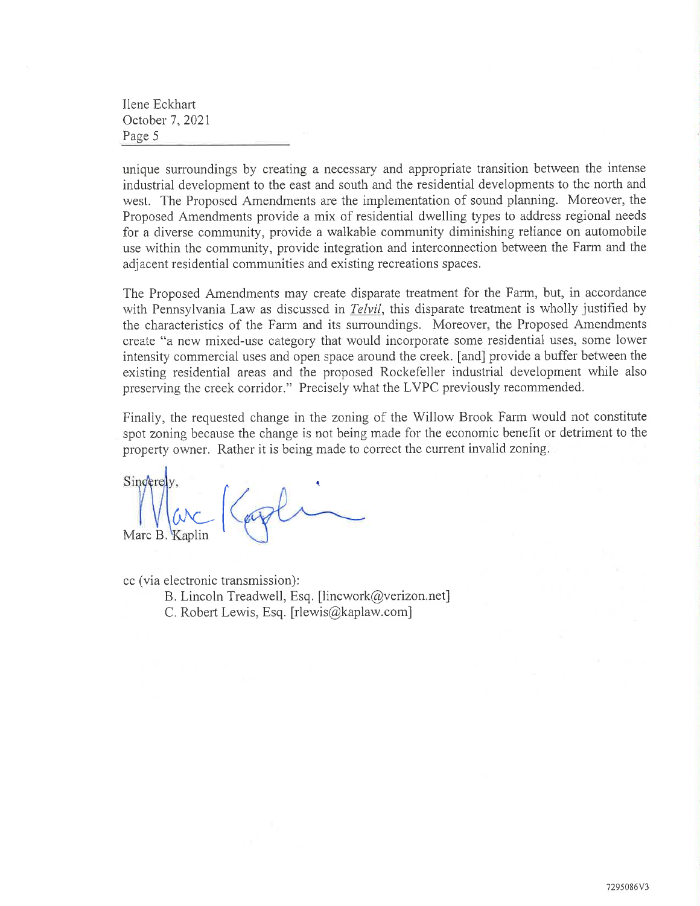unique surroundings by creating a necessary and appropriate transition between the intense industrial development to the east and south and the residential developments to the north and west. The Proposed Amendments are the implementation of sound planning. Moreover, the Proposed Amendments provide a mix of residential dwelling types to address regional needs for a diverse community, provide a walkable community diminishing reliance on automobile use within the community, provide integration and interconnection between the Farm and the adjacent residential communities and existing recreations spaces.

The Proposed Amendments may create disparate treatment for the Farm, but, in accordance with Pennsylvania Law as discussed in *Telvil*, this disparate treatment is wholly justified by the characteristics of the Farm and its surroundings. Moreover, the Proposed Amendments create "a new mixed-use category that would incorporate some residential uses, some lower intensity commercial uses and open space around the creek. [and] provide a buffer between the existing residential areas and the proposed Rockefeller industrial development while also preserving the creek corridor." Precisely what the LVPC previously recommended.

Finally, the requested change in the zoning of the Willow Brook Farm would not constitute spot zoning because the change is not being made for the economic benefit or detriment to the property owner. Rather it is being made to correct the current invalid zoning.

Sincerely,

Marc B. Kaplin

cc (via electronic transmission):

B. Lincoln Treadwell, Esq. [lincwork@verizon.net]
C. Robert Lewis, Esq. [rlewis@kaplaw.com]

7295086V3